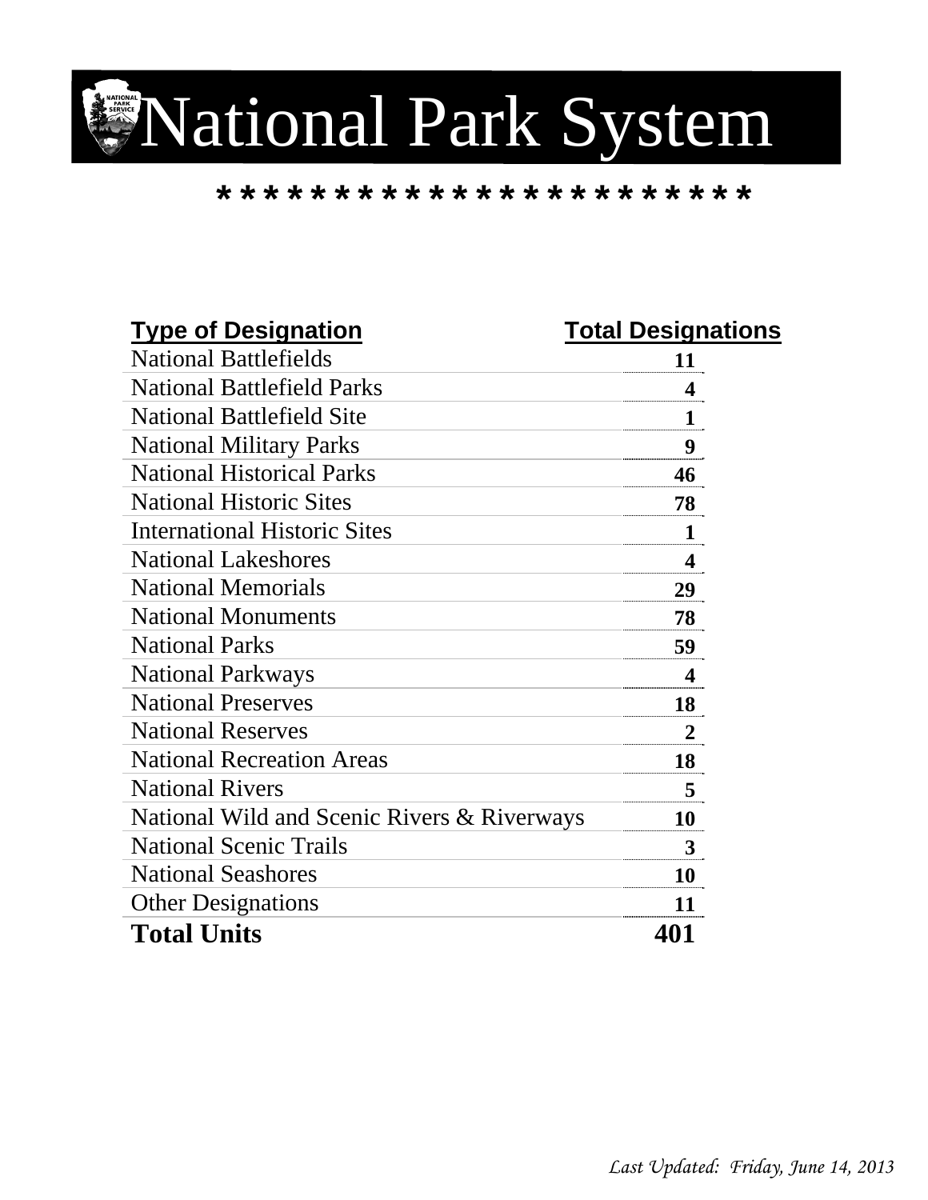# National Park System

*************************

| Type of Designation | Total Designations |
|---|---|
| National Battlefields | 11 |
| National Battlefield Parks | 4 |
| National Battlefield Site | 1 |
| National Military Parks | 9 |
| National Historical Parks | 46 |
| National Historic Sites | 78 |
| International Historic Sites | 1 |
| National Lakeshores | 4 |
| National Memorials | 29 |
| National Monuments | 78 |
| National Parks | 59 |
| National Parkways | 4 |
| National Preserves | 18 |
| National Reserves | 2 |
| National Recreation Areas | 18 |
| National Rivers | 5 |
| National Wild and Scenic Rivers & Riverways | 10 |
| National Scenic Trails | 3 |
| National Seashores | 10 |
| Other Designations | 11 |
| **Total Units** | **401** |

*Last Updated: Friday, June 14, 2013*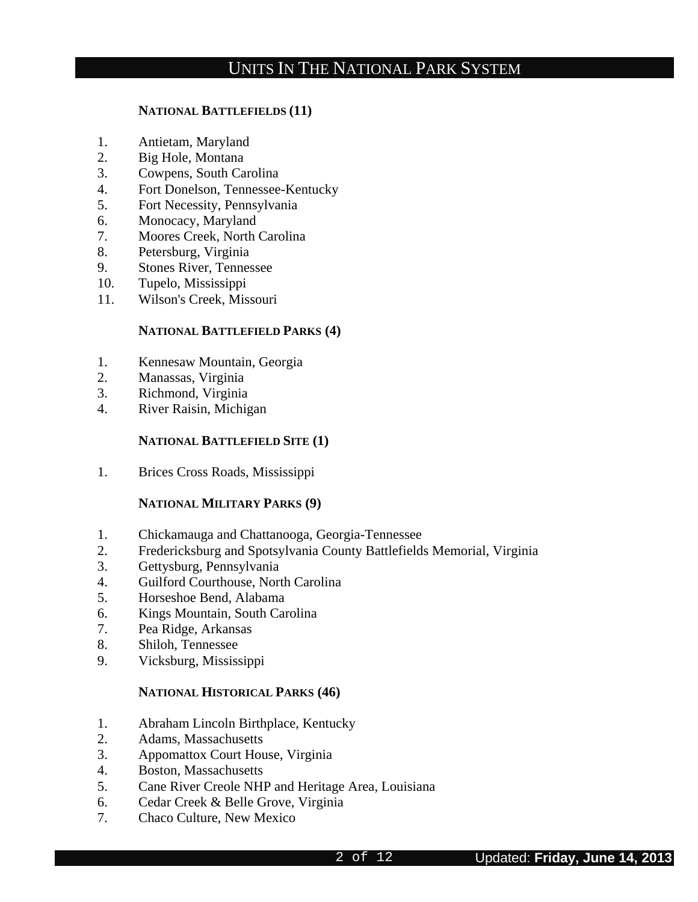# UNITS IN THE NATIONAL PARK SYSTEM

### NATIONAL BATTLEFIELDS (11)

1. Antietam, Maryland
2. Big Hole, Montana
3. Cowpens, South Carolina
4. Fort Donelson, Tennessee-Kentucky
5. Fort Necessity, Pennsylvania
6. Monocacy, Maryland
7. Moores Creek, North Carolina
8. Petersburg, Virginia
9. Stones River, Tennessee
10. Tupelo, Mississippi
11. Wilson's Creek, Missouri

### NATIONAL BATTLEFIELD PARKS (4)

1. Kennesaw Mountain, Georgia
2. Manassas, Virginia
3. Richmond, Virginia
4. River Raisin, Michigan

### NATIONAL BATTLEFIELD SITE (1)

1. Brices Cross Roads, Mississippi

### NATIONAL MILITARY PARKS (9)

1. Chickamauga and Chattanooga, Georgia-Tennessee
2. Fredericksburg and Spotsylvania County Battlefields Memorial, Virginia
3. Gettysburg, Pennsylvania
4. Guilford Courthouse, North Carolina
5. Horseshoe Bend, Alabama
6. Kings Mountain, South Carolina
7. Pea Ridge, Arkansas
8. Shiloh, Tennessee
9. Vicksburg, Mississippi

### NATIONAL HISTORICAL PARKS (46)

1. Abraham Lincoln Birthplace, Kentucky
2. Adams, Massachusetts
3. Appomattox Court House, Virginia
4. Boston, Massachusetts
5. Cane River Creole NHP and Heritage Area, Louisiana
6. Cedar Creek & Belle Grove, Virginia
7. Chaco Culture, New Mexico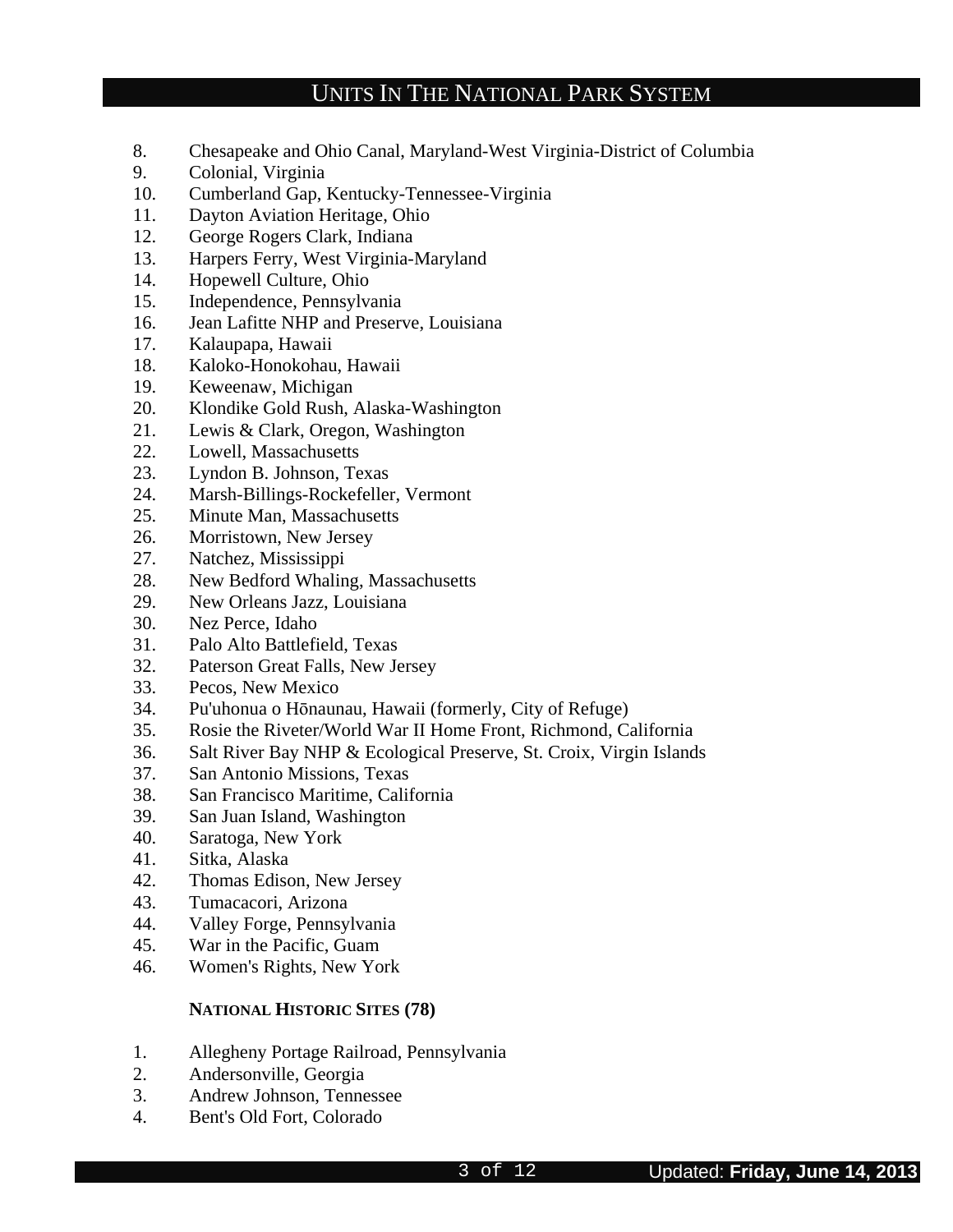8. Chesapeake and Ohio Canal, Maryland-West Virginia-District of Columbia
9. Colonial, Virginia
10. Cumberland Gap, Kentucky-Tennessee-Virginia
11. Dayton Aviation Heritage, Ohio
12. George Rogers Clark, Indiana
13. Harpers Ferry, West Virginia-Maryland
14. Hopewell Culture, Ohio
15. Independence, Pennsylvania
16. Jean Lafitte NHP and Preserve, Louisiana
17. Kalaupapa, Hawaii
18. Kaloko-Honokohau, Hawaii
19. Keweenaw, Michigan
20. Klondike Gold Rush, Alaska-Washington
21. Lewis & Clark, Oregon, Washington
22. Lowell, Massachusetts
23. Lyndon B. Johnson, Texas
24. Marsh-Billings-Rockefeller, Vermont
25. Minute Man, Massachusetts
26. Morristown, New Jersey
27. Natchez, Mississippi
28. New Bedford Whaling, Massachusetts
29. New Orleans Jazz, Louisiana
30. Nez Perce, Idaho
31. Palo Alto Battlefield, Texas
32. Paterson Great Falls, New Jersey
33. Pecos, New Mexico
34. Pu'uhonua o Hōnaunau, Hawaii (formerly, City of Refuge)
35. Rosie the Riveter/World War II Home Front, Richmond, California
36. Salt River Bay NHP & Ecological Preserve, St. Croix, Virgin Islands
37. San Antonio Missions, Texas
38. San Francisco Maritime, California
39. San Juan Island, Washington
40. Saratoga, New York
41. Sitka, Alaska
42. Thomas Edison, New Jersey
43. Tumacacori, Arizona
44. Valley Forge, Pennsylvania
45. War in the Pacific, Guam
46. Women's Rights, New York

**NATIONAL HISTORIC SITES (78)**

1. Allegheny Portage Railroad, Pennsylvania
2. Andersonville, Georgia
3. Andrew Johnson, Tennessee
4. Bent's Old Fort, Colorado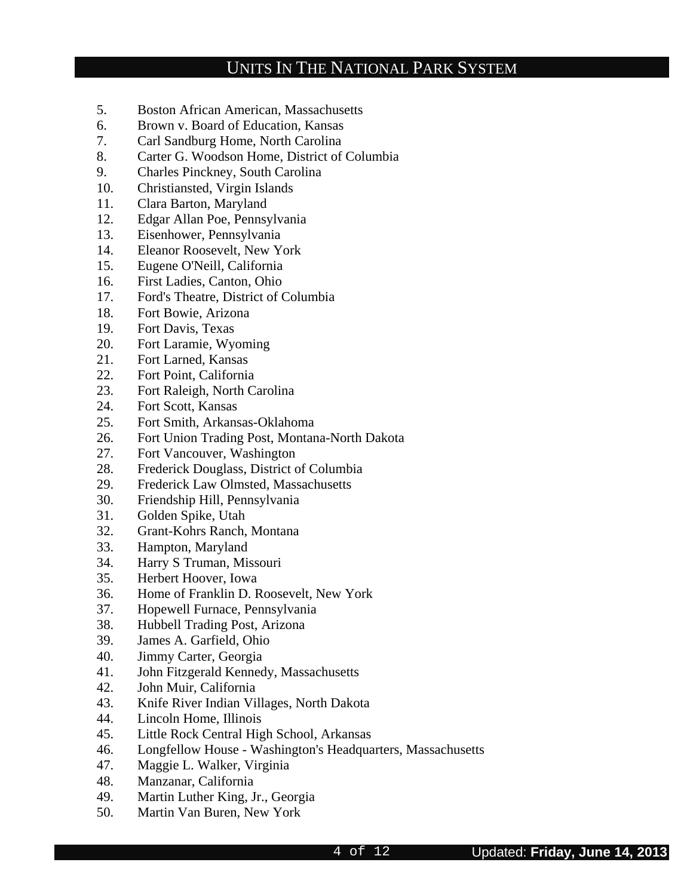5. Boston African American, Massachusetts
6. Brown v. Board of Education, Kansas
7. Carl Sandburg Home, North Carolina
8. Carter G. Woodson Home, District of Columbia
9. Charles Pinckney, South Carolina
10. Christiansted, Virgin Islands
11. Clara Barton, Maryland
12. Edgar Allan Poe, Pennsylvania
13. Eisenhower, Pennsylvania
14. Eleanor Roosevelt, New York
15. Eugene O'Neill, California
16. First Ladies, Canton, Ohio
17. Ford's Theatre, District of Columbia
18. Fort Bowie, Arizona
19. Fort Davis, Texas
20. Fort Laramie, Wyoming
21. Fort Larned, Kansas
22. Fort Point, California
23. Fort Raleigh, North Carolina
24. Fort Scott, Kansas
25. Fort Smith, Arkansas-Oklahoma
26. Fort Union Trading Post, Montana-North Dakota
27. Fort Vancouver, Washington
28. Frederick Douglass, District of Columbia
29. Frederick Law Olmsted, Massachusetts
30. Friendship Hill, Pennsylvania
31. Golden Spike, Utah
32. Grant-Kohrs Ranch, Montana
33. Hampton, Maryland
34. Harry S Truman, Missouri
35. Herbert Hoover, Iowa
36. Home of Franklin D. Roosevelt, New York
37. Hopewell Furnace, Pennsylvania
38. Hubbell Trading Post, Arizona
39. James A. Garfield, Ohio
40. Jimmy Carter, Georgia
41. John Fitzgerald Kennedy, Massachusetts
42. John Muir, California
43. Knife River Indian Villages, North Dakota
44. Lincoln Home, Illinois
45. Little Rock Central High School, Arkansas
46. Longfellow House - Washington's Headquarters, Massachusetts
47. Maggie L. Walker, Virginia
48. Manzanar, California
49. Martin Luther King, Jr., Georgia
50. Martin Van Buren, New York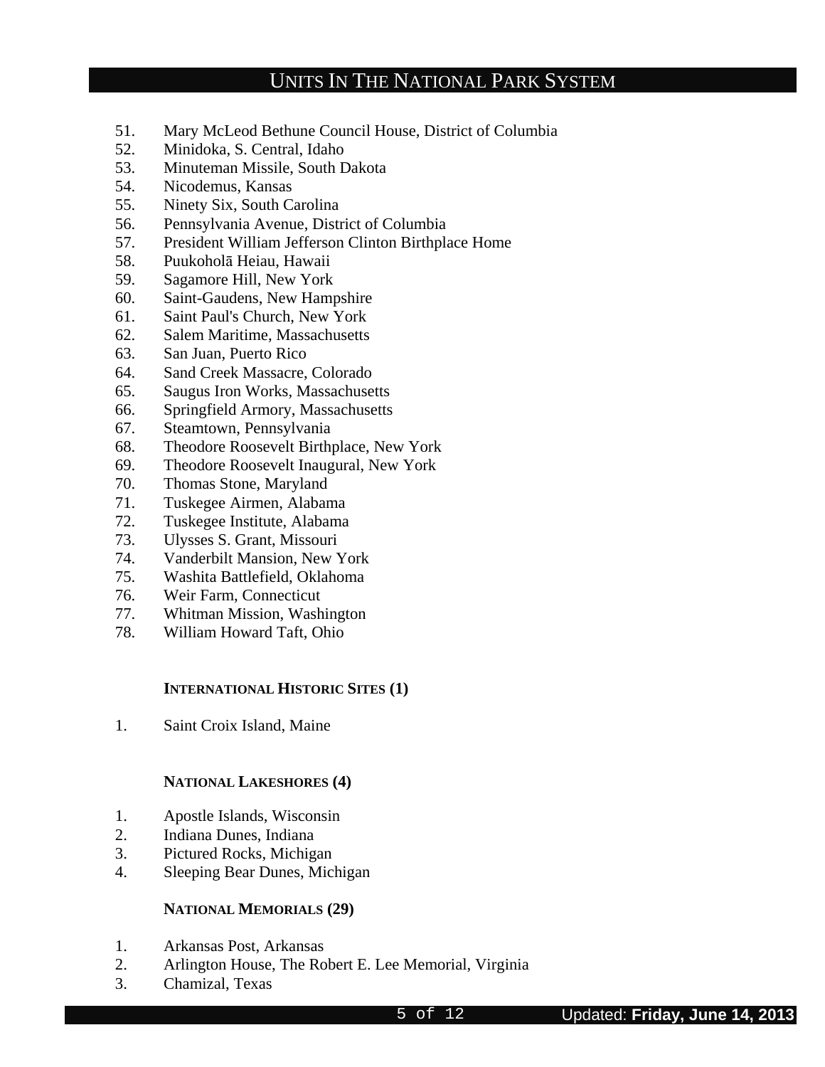51. Mary McLeod Bethune Council House, District of Columbia
52. Minidoka, S. Central, Idaho
53. Minuteman Missile, South Dakota
54. Nicodemus, Kansas
55. Ninety Six, South Carolina
56. Pennsylvania Avenue, District of Columbia
57. President William Jefferson Clinton Birthplace Home
58. Puukoholā Heiau, Hawaii
59. Sagamore Hill, New York
60. Saint-Gaudens, New Hampshire
61. Saint Paul's Church, New York
62. Salem Maritime, Massachusetts
63. San Juan, Puerto Rico
64. Sand Creek Massacre, Colorado
65. Saugus Iron Works, Massachusetts
66. Springfield Armory, Massachusetts
67. Steamtown, Pennsylvania
68. Theodore Roosevelt Birthplace, New York
69. Theodore Roosevelt Inaugural, New York
70. Thomas Stone, Maryland
71. Tuskegee Airmen, Alabama
72. Tuskegee Institute, Alabama
73. Ulysses S. Grant, Missouri
74. Vanderbilt Mansion, New York
75. Washita Battlefield, Oklahoma
76. Weir Farm, Connecticut
77. Whitman Mission, Washington
78. William Howard Taft, Ohio

### INTERNATIONAL HISTORIC SITES (1)

1. Saint Croix Island, Maine

### NATIONAL LAKESHORES (4)

1. Apostle Islands, Wisconsin
2. Indiana Dunes, Indiana
3. Pictured Rocks, Michigan
4. Sleeping Bear Dunes, Michigan

### NATIONAL MEMORIALS (29)

1. Arkansas Post, Arkansas
2. Arlington House, The Robert E. Lee Memorial, Virginia
3. Chamizal, Texas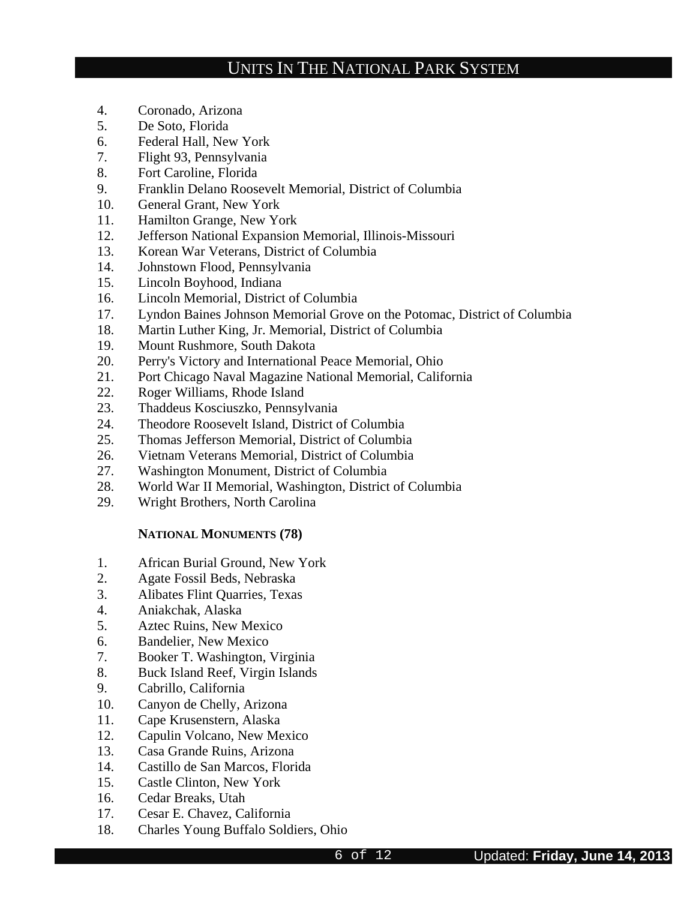4. Coronado, Arizona
5. De Soto, Florida
6. Federal Hall, New York
7. Flight 93, Pennsylvania
8. Fort Caroline, Florida
9. Franklin Delano Roosevelt Memorial, District of Columbia
10. General Grant, New York
11. Hamilton Grange, New York
12. Jefferson National Expansion Memorial, Illinois-Missouri
13. Korean War Veterans, District of Columbia
14. Johnstown Flood, Pennsylvania
15. Lincoln Boyhood, Indiana
16. Lincoln Memorial, District of Columbia
17. Lyndon Baines Johnson Memorial Grove on the Potomac, District of Columbia
18. Martin Luther King, Jr. Memorial, District of Columbia
19. Mount Rushmore, South Dakota
20. Perry's Victory and International Peace Memorial, Ohio
21. Port Chicago Naval Magazine National Memorial, California
22. Roger Williams, Rhode Island
23. Thaddeus Kosciuszko, Pennsylvania
24. Theodore Roosevelt Island, District of Columbia
25. Thomas Jefferson Memorial, District of Columbia
26. Vietnam Veterans Memorial, District of Columbia
27. Washington Monument, District of Columbia
28. World War II Memorial, Washington, District of Columbia
29. Wright Brothers, North Carolina

**NATIONAL MONUMENTS (78)**

1. African Burial Ground, New York
2. Agate Fossil Beds, Nebraska
3. Alibates Flint Quarries, Texas
4. Aniakchak, Alaska
5. Aztec Ruins, New Mexico
6. Bandelier, New Mexico
7. Booker T. Washington, Virginia
8. Buck Island Reef, Virgin Islands
9. Cabrillo, California
10. Canyon de Chelly, Arizona
11. Cape Krusenstern, Alaska
12. Capulin Volcano, New Mexico
13. Casa Grande Ruins, Arizona
14. Castillo de San Marcos, Florida
15. Castle Clinton, New York
16. Cedar Breaks, Utah
17. Cesar E. Chavez, California
18. Charles Young Buffalo Soldiers, Ohio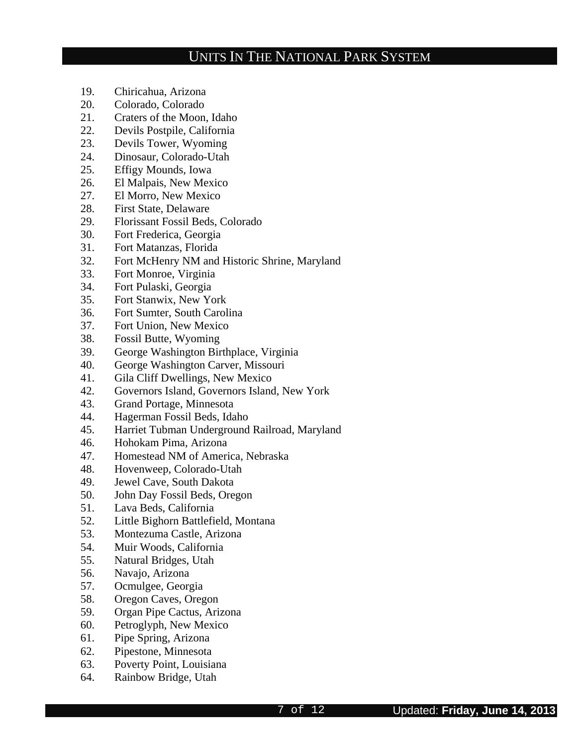19. Chiricahua, Arizona
20. Colorado, Colorado
21. Craters of the Moon, Idaho
22. Devils Postpile, California
23. Devils Tower, Wyoming
24. Dinosaur, Colorado-Utah
25. Effigy Mounds, Iowa
26. El Malpais, New Mexico
27. El Morro, New Mexico
28. First State, Delaware
29. Florissant Fossil Beds, Colorado
30. Fort Frederica, Georgia
31. Fort Matanzas, Florida
32. Fort McHenry NM and Historic Shrine, Maryland
33. Fort Monroe, Virginia
34. Fort Pulaski, Georgia
35. Fort Stanwix, New York
36. Fort Sumter, South Carolina
37. Fort Union, New Mexico
38. Fossil Butte, Wyoming
39. George Washington Birthplace, Virginia
40. George Washington Carver, Missouri
41. Gila Cliff Dwellings, New Mexico
42. Governors Island, Governors Island, New York
43. Grand Portage, Minnesota
44. Hagerman Fossil Beds, Idaho
45. Harriet Tubman Underground Railroad, Maryland
46. Hohokam Pima, Arizona
47. Homestead NM of America, Nebraska
48. Hovenweep, Colorado-Utah
49. Jewel Cave, South Dakota
50. John Day Fossil Beds, Oregon
51. Lava Beds, California
52. Little Bighorn Battlefield, Montana
53. Montezuma Castle, Arizona
54. Muir Woods, California
55. Natural Bridges, Utah
56. Navajo, Arizona
57. Ocmulgee, Georgia
58. Oregon Caves, Oregon
59. Organ Pipe Cactus, Arizona
60. Petroglyph, New Mexico
61. Pipe Spring, Arizona
62. Pipestone, Minnesota
63. Poverty Point, Louisiana
64. Rainbow Bridge, Utah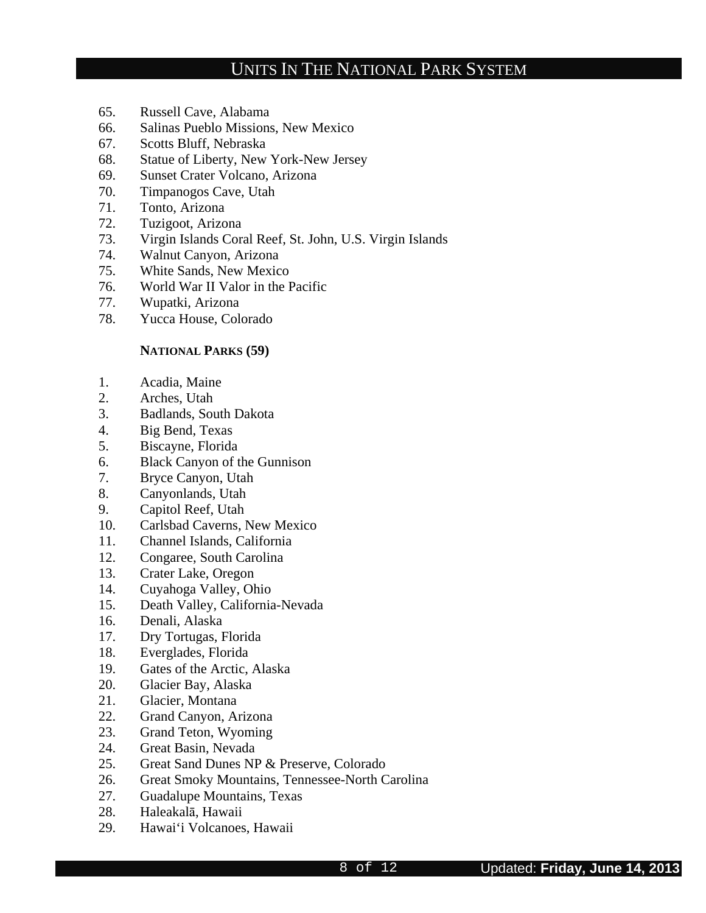65. Russell Cave, Alabama
66. Salinas Pueblo Missions, New Mexico
67. Scotts Bluff, Nebraska
68. Statue of Liberty, New York-New Jersey
69. Sunset Crater Volcano, Arizona
70. Timpanogos Cave, Utah
71. Tonto, Arizona
72. Tuzigoot, Arizona
73. Virgin Islands Coral Reef, St. John, U.S. Virgin Islands
74. Walnut Canyon, Arizona
75. White Sands, New Mexico
76. World War II Valor in the Pacific
77. Wupatki, Arizona
78. Yucca House, Colorado

**NATIONAL PARKS (59)**

1. Acadia, Maine
2. Arches, Utah
3. Badlands, South Dakota
4. Big Bend, Texas
5. Biscayne, Florida
6. Black Canyon of the Gunnison
7. Bryce Canyon, Utah
8. Canyonlands, Utah
9. Capitol Reef, Utah
10. Carlsbad Caverns, New Mexico
11. Channel Islands, California
12. Congaree, South Carolina
13. Crater Lake, Oregon
14. Cuyahoga Valley, Ohio
15. Death Valley, California-Nevada
16. Denali, Alaska
17. Dry Tortugas, Florida
18. Everglades, Florida
19. Gates of the Arctic, Alaska
20. Glacier Bay, Alaska
21. Glacier, Montana
22. Grand Canyon, Arizona
23. Grand Teton, Wyoming
24. Great Basin, Nevada
25. Great Sand Dunes NP & Preserve, Colorado
26. Great Smoky Mountains, Tennessee-North Carolina
27. Guadalupe Mountains, Texas
28. Haleakalā, Hawaii
29. Hawai'i Volcanoes, Hawaii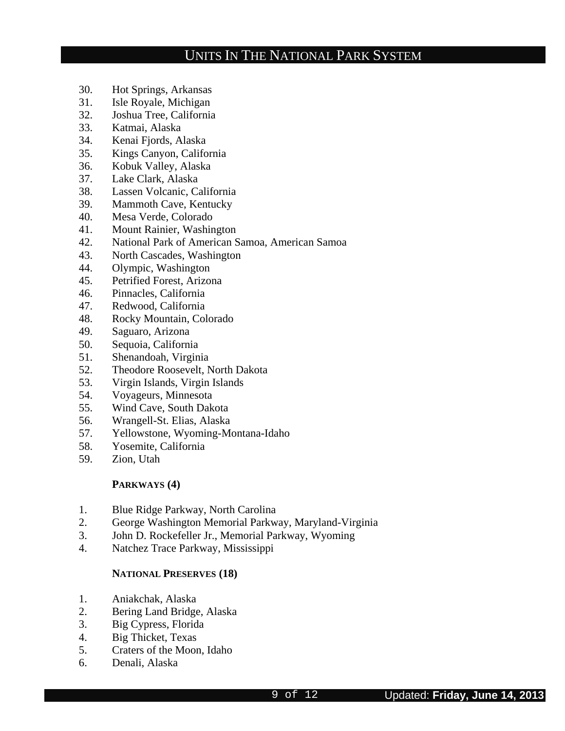30. Hot Springs, Arkansas
31. Isle Royale, Michigan
32. Joshua Tree, California
33. Katmai, Alaska
34. Kenai Fjords, Alaska
35. Kings Canyon, California
36. Kobuk Valley, Alaska
37. Lake Clark, Alaska
38. Lassen Volcanic, California
39. Mammoth Cave, Kentucky
40. Mesa Verde, Colorado
41. Mount Rainier, Washington
42. National Park of American Samoa, American Samoa
43. North Cascades, Washington
44. Olympic, Washington
45. Petrified Forest, Arizona
46. Pinnacles, California
47. Redwood, California
48. Rocky Mountain, Colorado
49. Saguaro, Arizona
50. Sequoia, California
51. Shenandoah, Virginia
52. Theodore Roosevelt, North Dakota
53. Virgin Islands, Virgin Islands
54. Voyageurs, Minnesota
55. Wind Cave, South Dakota
56. Wrangell-St. Elias, Alaska
57. Yellowstone, Wyoming-Montana-Idaho
58. Yosemite, California
59. Zion, Utah

**PARKWAYS (4)**

1. Blue Ridge Parkway, North Carolina
2. George Washington Memorial Parkway, Maryland-Virginia
3. John D. Rockefeller Jr., Memorial Parkway, Wyoming
4. Natchez Trace Parkway, Mississippi

**NATIONAL PRESERVES (18)**

1. Aniakchak, Alaska
2. Bering Land Bridge, Alaska
3. Big Cypress, Florida
4. Big Thicket, Texas
5. Craters of the Moon, Idaho
6. Denali, Alaska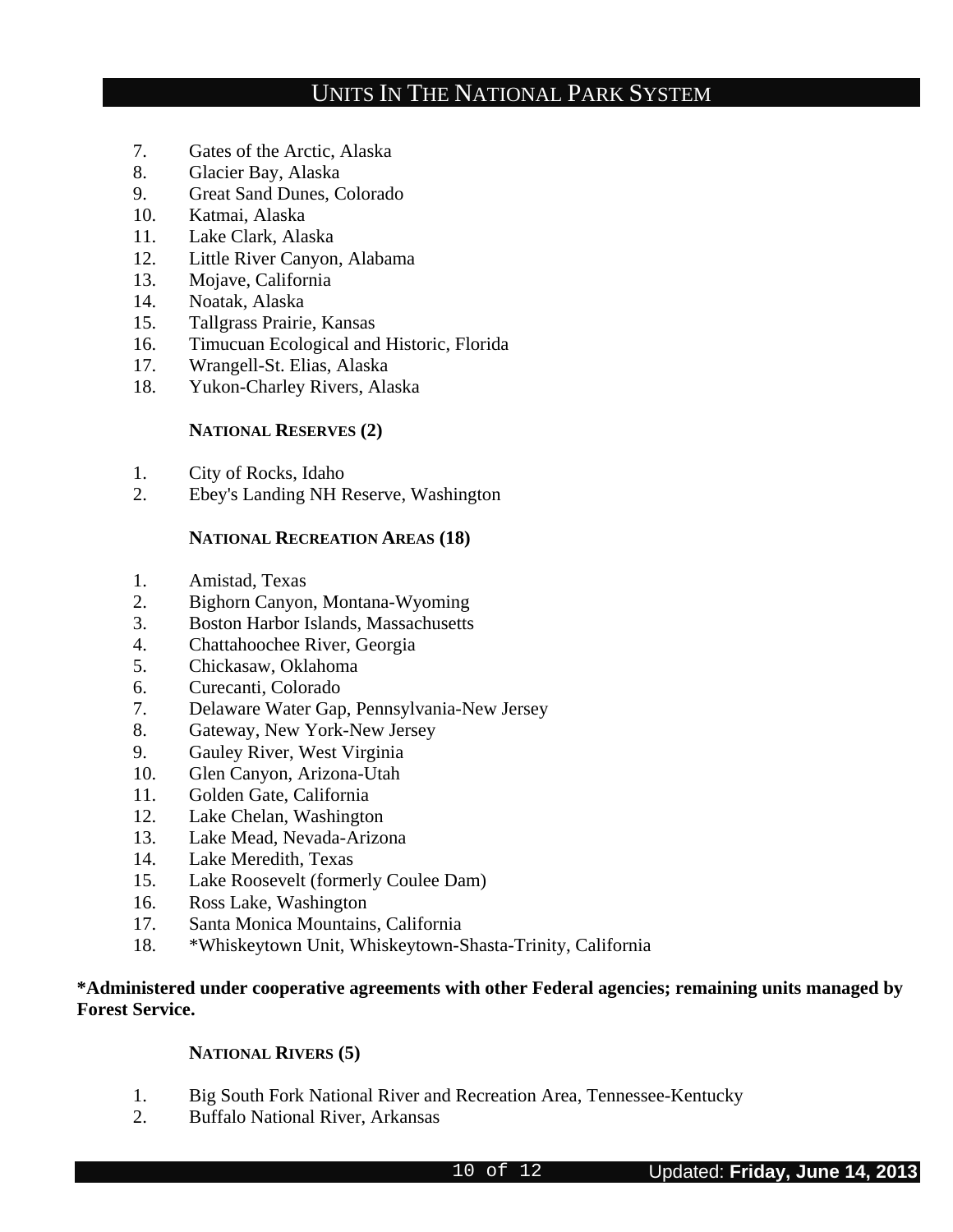7. Gates of the Arctic, Alaska
8. Glacier Bay, Alaska
9. Great Sand Dunes, Colorado
10. Katmai, Alaska
11. Lake Clark, Alaska
12. Little River Canyon, Alabama
13. Mojave, California
14. Noatak, Alaska
15. Tallgrass Prairie, Kansas
16. Timucuan Ecological and Historic, Florida
17. Wrangell-St. Elias, Alaska
18. Yukon-Charley Rivers, Alaska

#### NATIONAL RESERVES (2)

1. City of Rocks, Idaho
2. Ebey's Landing NH Reserve, Washington

#### NATIONAL RECREATION AREAS (18)

1. Amistad, Texas
2. Bighorn Canyon, Montana-Wyoming
3. Boston Harbor Islands, Massachusetts
4. Chattahoochee River, Georgia
5. Chickasaw, Oklahoma
6. Curecanti, Colorado
7. Delaware Water Gap, Pennsylvania-New Jersey
8. Gateway, New York-New Jersey
9. Gauley River, West Virginia
10. Glen Canyon, Arizona-Utah
11. Golden Gate, California
12. Lake Chelan, Washington
13. Lake Mead, Nevada-Arizona
14. Lake Meredith, Texas
15. Lake Roosevelt (formerly Coulee Dam)
16. Ross Lake, Washington
17. Santa Monica Mountains, California
18. *Whiskeytown Unit, Whiskeytown-Shasta-Trinity, California

**\*Administered under cooperative agreements with other Federal agencies; remaining units managed by Forest Service.**

#### NATIONAL RIVERS (5)

1. Big South Fork National River and Recreation Area, Tennessee-Kentucky
2. Buffalo National River, Arkansas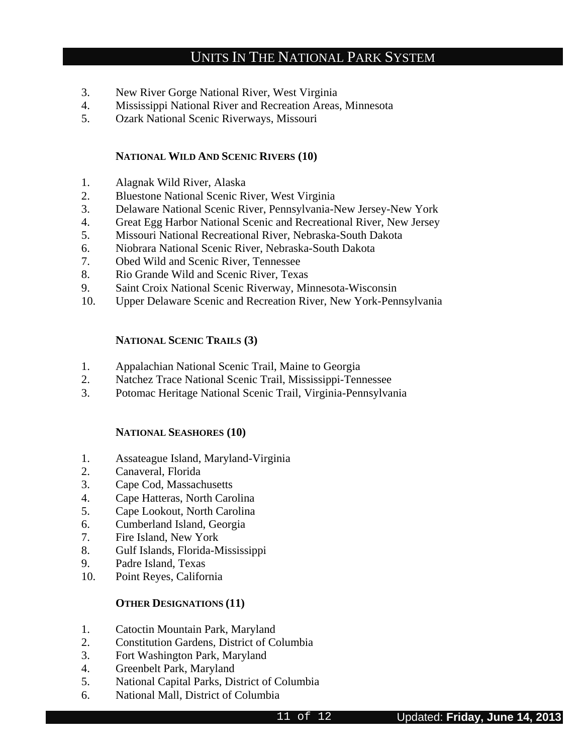3. New River Gorge National River, West Virginia
4. Mississippi National River and Recreation Areas, Minnesota
5. Ozark National Scenic Riverways, Missouri

### NATIONAL WILD AND SCENIC RIVERS (10)

1. Alagnak Wild River, Alaska
2. Bluestone National Scenic River, West Virginia
3. Delaware National Scenic River, Pennsylvania-New Jersey-New York
4. Great Egg Harbor National Scenic and Recreational River, New Jersey
5. Missouri National Recreational River, Nebraska-South Dakota
6. Niobrara National Scenic River, Nebraska-South Dakota
7. Obed Wild and Scenic River, Tennessee
8. Rio Grande Wild and Scenic River, Texas
9. Saint Croix National Scenic Riverway, Minnesota-Wisconsin
10. Upper Delaware Scenic and Recreation River, New York-Pennsylvania

### NATIONAL SCENIC TRAILS (3)

1. Appalachian National Scenic Trail, Maine to Georgia
2. Natchez Trace National Scenic Trail, Mississippi-Tennessee
3. Potomac Heritage National Scenic Trail, Virginia-Pennsylvania

### NATIONAL SEASHORES (10)

1. Assateague Island, Maryland-Virginia
2. Canaveral, Florida
3. Cape Cod, Massachusetts
4. Cape Hatteras, North Carolina
5. Cape Lookout, North Carolina
6. Cumberland Island, Georgia
7. Fire Island, New York
8. Gulf Islands, Florida-Mississippi
9. Padre Island, Texas
10. Point Reyes, California

### OTHER DESIGNATIONS (11)

1. Catoctin Mountain Park, Maryland
2. Constitution Gardens, District of Columbia
3. Fort Washington Park, Maryland
4. Greenbelt Park, Maryland
5. National Capital Parks, District of Columbia
6. National Mall, District of Columbia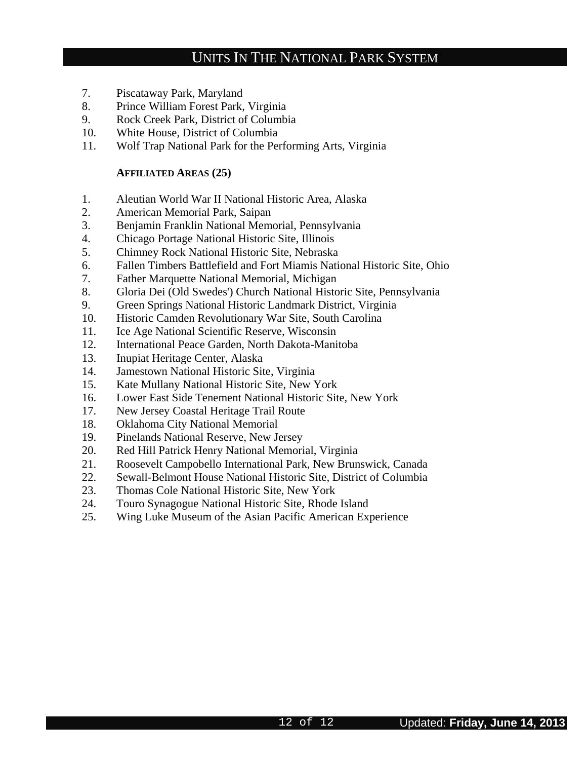7. Piscataway Park, Maryland
8. Prince William Forest Park, Virginia
9. Rock Creek Park, District of Columbia
10. White House, District of Columbia
11. Wolf Trap National Park for the Performing Arts, Virginia

**AFFILIATED AREAS (25)**

1. Aleutian World War II National Historic Area, Alaska
2. American Memorial Park, Saipan
3. Benjamin Franklin National Memorial, Pennsylvania
4. Chicago Portage National Historic Site, Illinois
5. Chimney Rock National Historic Site, Nebraska
6. Fallen Timbers Battlefield and Fort Miamis National Historic Site, Ohio
7. Father Marquette National Memorial, Michigan
8. Gloria Dei (Old Swedes') Church National Historic Site, Pennsylvania
9. Green Springs National Historic Landmark District, Virginia
10. Historic Camden Revolutionary War Site, South Carolina
11. Ice Age National Scientific Reserve, Wisconsin
12. International Peace Garden, North Dakota-Manitoba
13. Inupiat Heritage Center, Alaska
14. Jamestown National Historic Site, Virginia
15. Kate Mullany National Historic Site, New York
16. Lower East Side Tenement National Historic Site, New York
17. New Jersey Coastal Heritage Trail Route
18. Oklahoma City National Memorial
19. Pinelands National Reserve, New Jersey
20. Red Hill Patrick Henry National Memorial, Virginia
21. Roosevelt Campobello International Park, New Brunswick, Canada
22. Sewall-Belmont House National Historic Site, District of Columbia
23. Thomas Cole National Historic Site, New York
24. Touro Synagogue National Historic Site, Rhode Island
25. Wing Luke Museum of the Asian Pacific American Experience